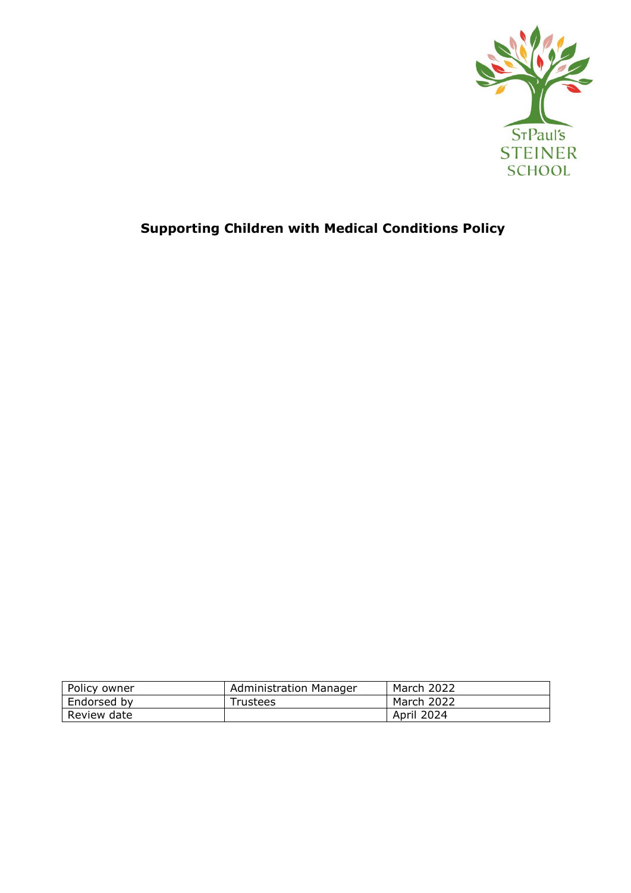St Paul's STEINER SCHOOL

# Supporting Children with Medical Conditions Policy

| Policy owner | Administration Manager | March 2022 |
|---|---|---|
| Endorsed by | Trustees | March 2022 |
| Review date | | April 2024 |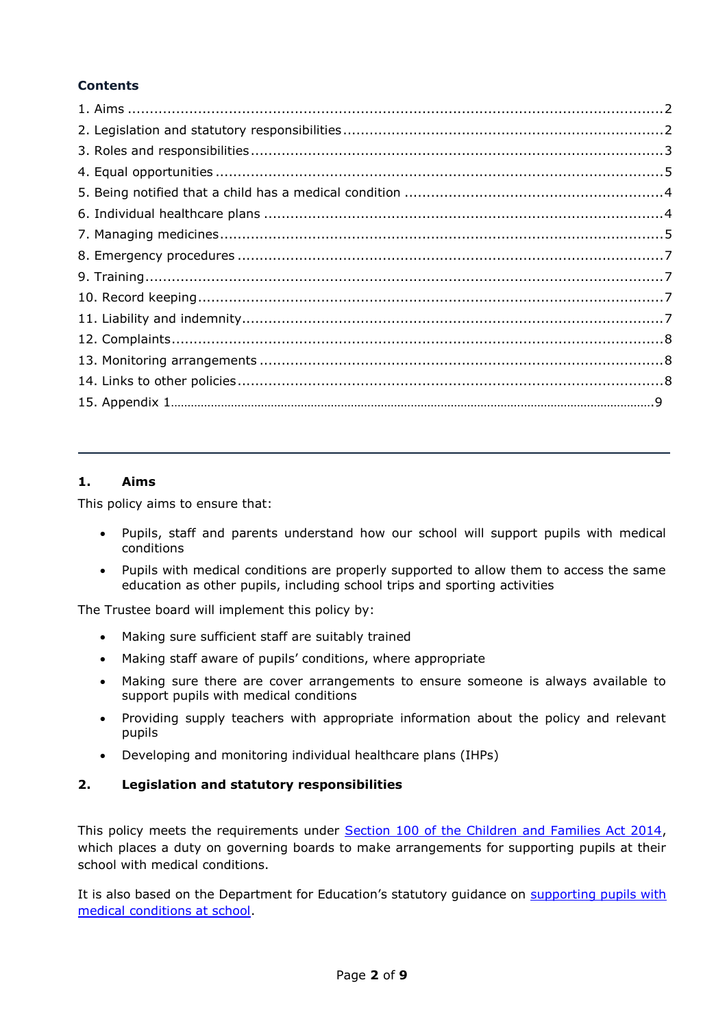**Contents**

1. Aims ....................................................................................................................2
2. Legislation and statutory responsibilities ...........................................................2
3. Roles and responsibilities ...................................................................................3
4. Equal opportunities ............................................................................................5
5. Being notified that a child has a medical condition ...........................................4
6. Individual healthcare plans ................................................................................4
7. Managing medicines ..........................................................................................5
8. Emergency procedures ......................................................................................7
9. Training ..............................................................................................................7
10. Record keeping ................................................................................................7
11. Liability and indemnity .....................................................................................7
12. Complaints .......................................................................................................8
13. Monitoring arrangements .................................................................................8
14. Links to other policies ......................................................................................8
15. Appendix 1 .......................................................................................................9

---

## 1. Aims

This policy aims to ensure that:

- Pupils, staff and parents understand how our school will support pupils with medical conditions
- Pupils with medical conditions are properly supported to allow them to access the same education as other pupils, including school trips and sporting activities

The Trustee board will implement this policy by:

- Making sure sufficient staff are suitably trained
- Making staff aware of pupils' conditions, where appropriate
- Making sure there are cover arrangements to ensure someone is always available to support pupils with medical conditions
- Providing supply teachers with appropriate information about the policy and relevant pupils
- Developing and monitoring individual healthcare plans (IHPs)

## 2. Legislation and statutory responsibilities

This policy meets the requirements under Section 100 of the Children and Families Act 2014, which places a duty on governing boards to make arrangements for supporting pupils at their school with medical conditions.

It is also based on the Department for Education's statutory guidance on supporting pupils with medical conditions at school.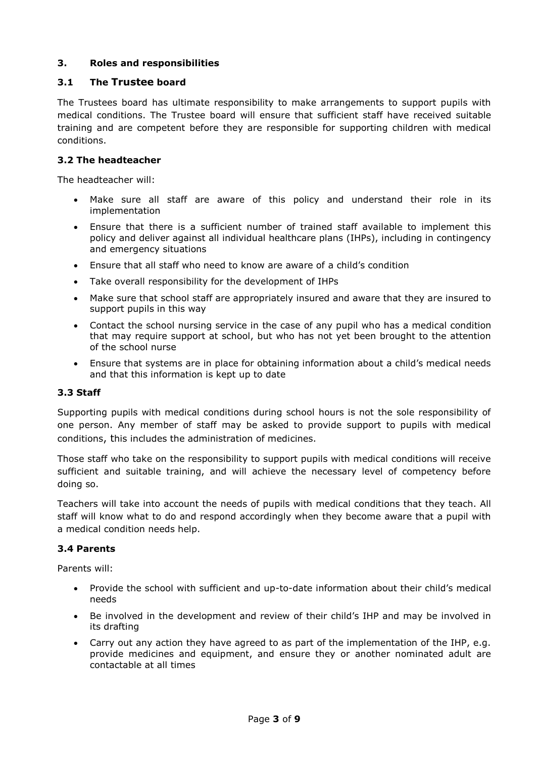## 3. Roles and responsibilities

### 3.1 The Trustee board

The Trustees board has ultimate responsibility to make arrangements to support pupils with medical conditions. The Trustee board will ensure that sufficient staff have received suitable training and are competent before they are responsible for supporting children with medical conditions.

### 3.2 The headteacher

The headteacher will:

- Make sure all staff are aware of this policy and understand their role in its implementation
- Ensure that there is a sufficient number of trained staff available to implement this policy and deliver against all individual healthcare plans (IHPs), including in contingency and emergency situations
- Ensure that all staff who need to know are aware of a child's condition
- Take overall responsibility for the development of IHPs
- Make sure that school staff are appropriately insured and aware that they are insured to support pupils in this way
- Contact the school nursing service in the case of any pupil who has a medical condition that may require support at school, but who has not yet been brought to the attention of the school nurse
- Ensure that systems are in place for obtaining information about a child's medical needs and that this information is kept up to date

### 3.3 Staff

Supporting pupils with medical conditions during school hours is not the sole responsibility of one person. Any member of staff may be asked to provide support to pupils with medical conditions, this includes the administration of medicines.

Those staff who take on the responsibility to support pupils with medical conditions will receive sufficient and suitable training, and will achieve the necessary level of competency before doing so.

Teachers will take into account the needs of pupils with medical conditions that they teach. All staff will know what to do and respond accordingly when they become aware that a pupil with a medical condition needs help.

### 3.4 Parents

Parents will:

- Provide the school with sufficient and up-to-date information about their child's medical needs
- Be involved in the development and review of their child's IHP and may be involved in its drafting
- Carry out any action they have agreed to as part of the implementation of the IHP, e.g. provide medicines and equipment, and ensure they or another nominated adult are contactable at all times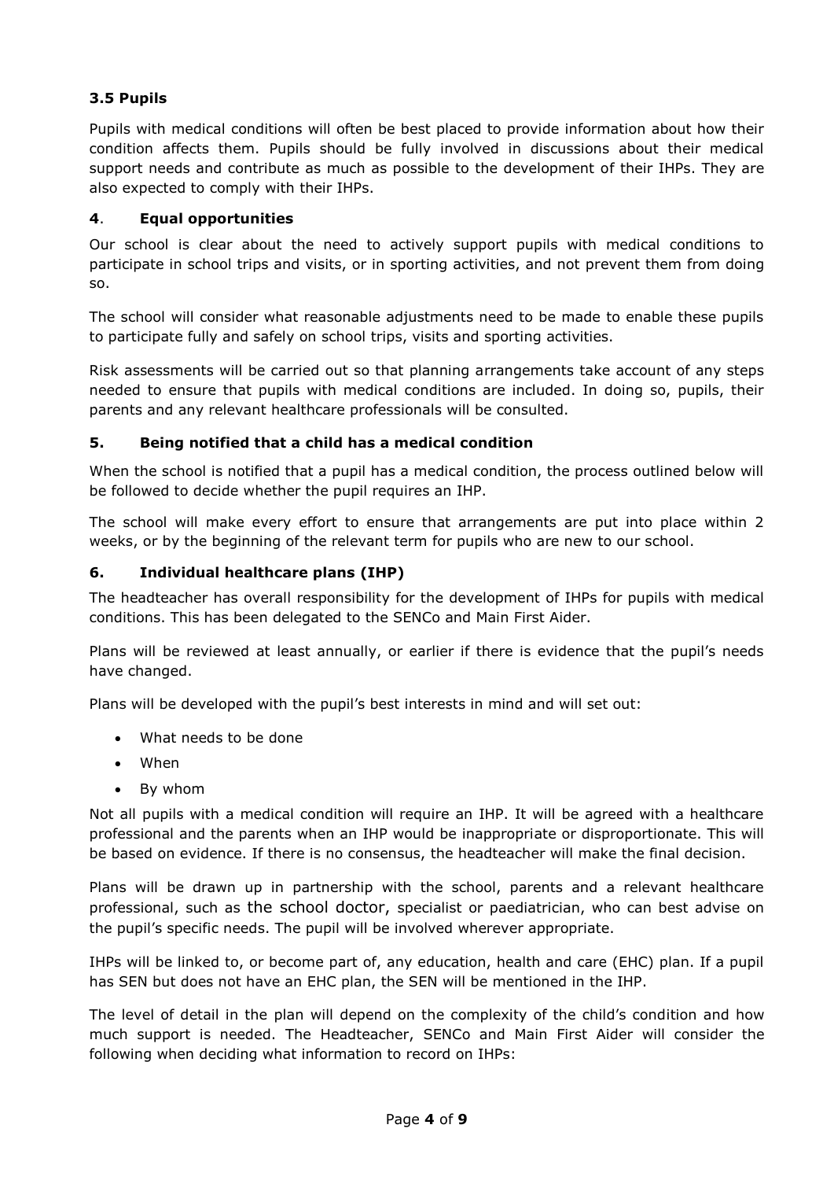### 3.5 Pupils

Pupils with medical conditions will often be best placed to provide information about how their condition affects them. Pupils should be fully involved in discussions about their medical support needs and contribute as much as possible to the development of their IHPs. They are also expected to comply with their IHPs.

## 4. Equal opportunities

Our school is clear about the need to actively support pupils with medical conditions to participate in school trips and visits, or in sporting activities, and not prevent them from doing so.

The school will consider what reasonable adjustments need to be made to enable these pupils to participate fully and safely on school trips, visits and sporting activities.

Risk assessments will be carried out so that planning arrangements take account of any steps needed to ensure that pupils with medical conditions are included. In doing so, pupils, their parents and any relevant healthcare professionals will be consulted.

## 5. Being notified that a child has a medical condition

When the school is notified that a pupil has a medical condition, the process outlined below will be followed to decide whether the pupil requires an IHP.

The school will make every effort to ensure that arrangements are put into place within 2 weeks, or by the beginning of the relevant term for pupils who are new to our school.

## 6. Individual healthcare plans (IHP)

The headteacher has overall responsibility for the development of IHPs for pupils with medical conditions. This has been delegated to the SENCo and Main First Aider.

Plans will be reviewed at least annually, or earlier if there is evidence that the pupil's needs have changed.

Plans will be developed with the pupil's best interests in mind and will set out:

- What needs to be done
- When
- By whom

Not all pupils with a medical condition will require an IHP. It will be agreed with a healthcare professional and the parents when an IHP would be inappropriate or disproportionate. This will be based on evidence. If there is no consensus, the headteacher will make the final decision.

Plans will be drawn up in partnership with the school, parents and a relevant healthcare professional, such as the school doctor, specialist or paediatrician, who can best advise on the pupil's specific needs. The pupil will be involved wherever appropriate.

IHPs will be linked to, or become part of, any education, health and care (EHC) plan. If a pupil has SEN but does not have an EHC plan, the SEN will be mentioned in the IHP.

The level of detail in the plan will depend on the complexity of the child's condition and how much support is needed. The Headteacher, SENCo and Main First Aider will consider the following when deciding what information to record on IHPs: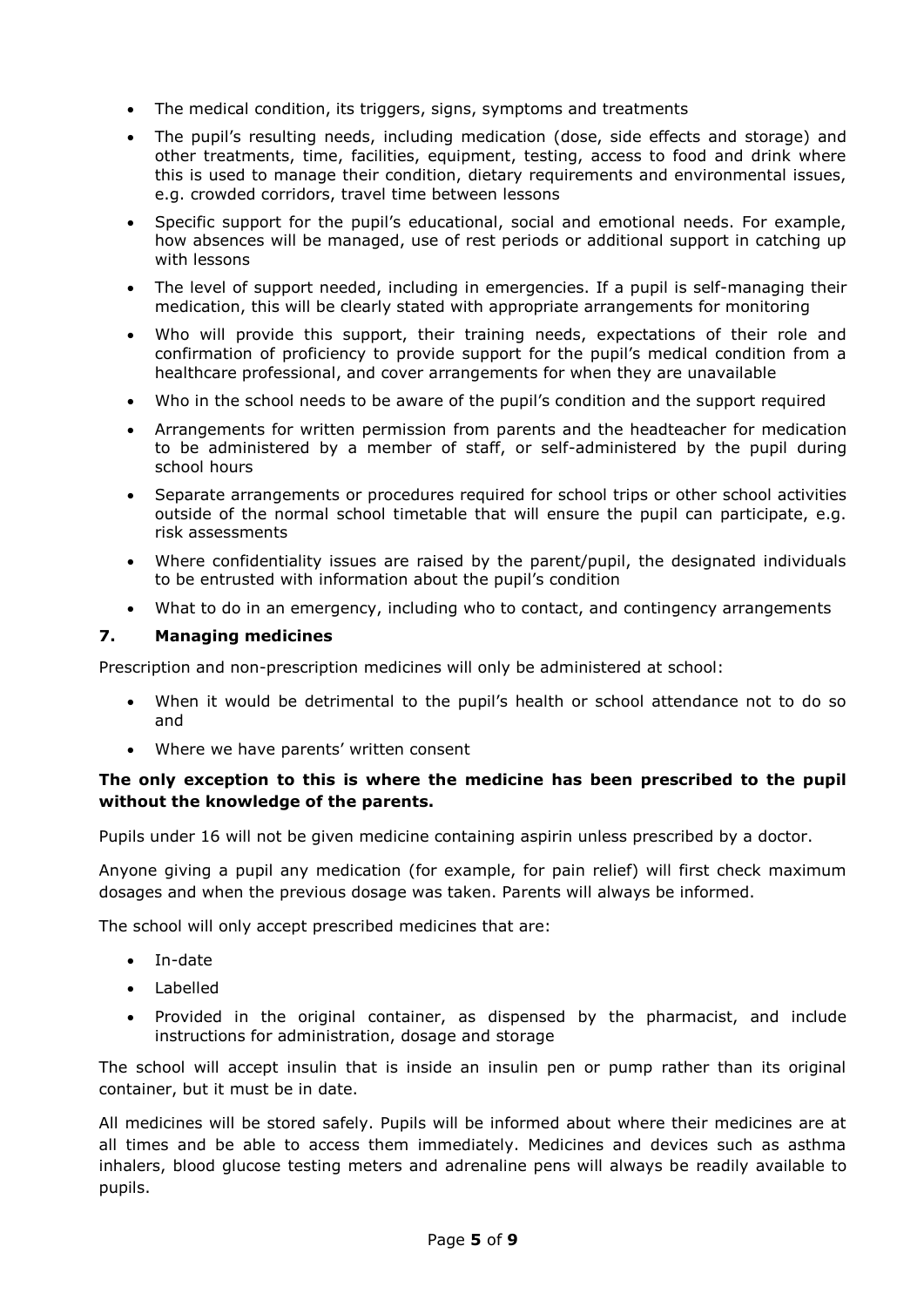- The medical condition, its triggers, signs, symptoms and treatments
- The pupil's resulting needs, including medication (dose, side effects and storage) and other treatments, time, facilities, equipment, testing, access to food and drink where this is used to manage their condition, dietary requirements and environmental issues, e.g. crowded corridors, travel time between lessons
- Specific support for the pupil's educational, social and emotional needs. For example, how absences will be managed, use of rest periods or additional support in catching up with lessons
- The level of support needed, including in emergencies. If a pupil is self-managing their medication, this will be clearly stated with appropriate arrangements for monitoring
- Who will provide this support, their training needs, expectations of their role and confirmation of proficiency to provide support for the pupil's medical condition from a healthcare professional, and cover arrangements for when they are unavailable
- Who in the school needs to be aware of the pupil's condition and the support required
- Arrangements for written permission from parents and the headteacher for medication to be administered by a member of staff, or self-administered by the pupil during school hours
- Separate arrangements or procedures required for school trips or other school activities outside of the normal school timetable that will ensure the pupil can participate, e.g. risk assessments
- Where confidentiality issues are raised by the parent/pupil, the designated individuals to be entrusted with information about the pupil's condition
- What to do in an emergency, including who to contact, and contingency arrangements

## 7. Managing medicines

Prescription and non-prescription medicines will only be administered at school:

- When it would be detrimental to the pupil's health or school attendance not to do so and
- Where we have parents' written consent

**The only exception to this is where the medicine has been prescribed to the pupil without the knowledge of the parents.**

Pupils under 16 will not be given medicine containing aspirin unless prescribed by a doctor.

Anyone giving a pupil any medication (for example, for pain relief) will first check maximum dosages and when the previous dosage was taken. Parents will always be informed.

The school will only accept prescribed medicines that are:

- In-date
- Labelled
- Provided in the original container, as dispensed by the pharmacist, and include instructions for administration, dosage and storage

The school will accept insulin that is inside an insulin pen or pump rather than its original container, but it must be in date.

All medicines will be stored safely. Pupils will be informed about where their medicines are at all times and be able to access them immediately. Medicines and devices such as asthma inhalers, blood glucose testing meters and adrenaline pens will always be readily available to pupils.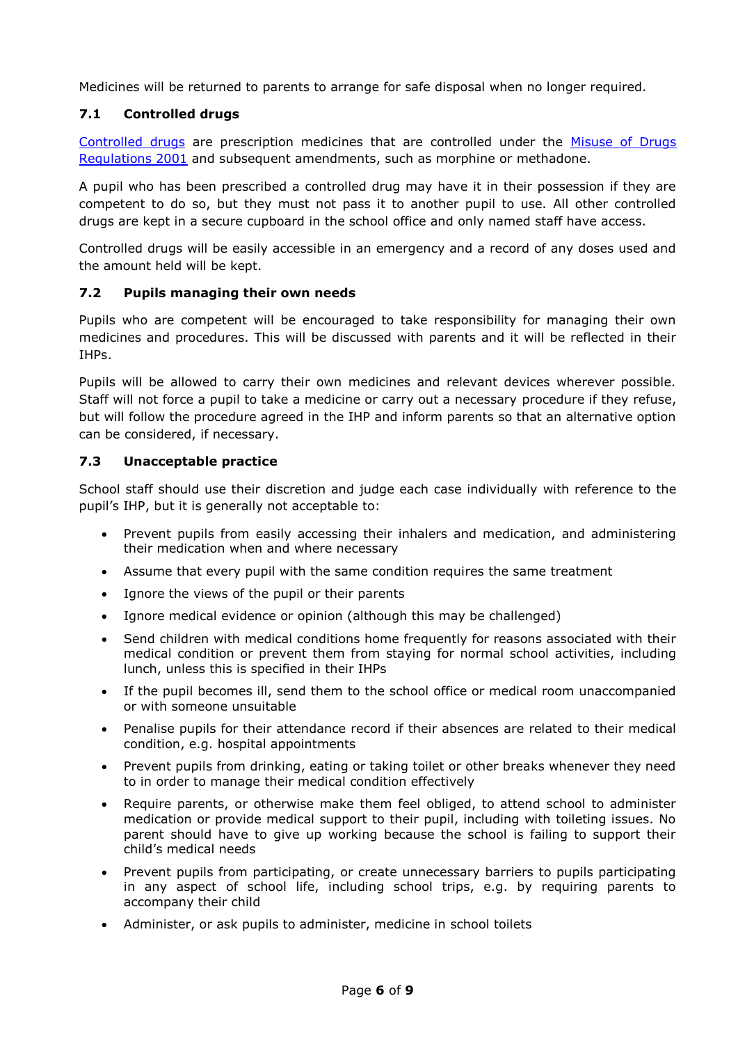Medicines will be returned to parents to arrange for safe disposal when no longer required.

### 7.1 Controlled drugs

[Controlled drugs](#) are prescription medicines that are controlled under the [Misuse of Drugs Regulations 2001](#) and subsequent amendments, such as morphine or methadone.

A pupil who has been prescribed a controlled drug may have it in their possession if they are competent to do so, but they must not pass it to another pupil to use. All other controlled drugs are kept in a secure cupboard in the school office and only named staff have access.

Controlled drugs will be easily accessible in an emergency and a record of any doses used and the amount held will be kept.

### 7.2 Pupils managing their own needs

Pupils who are competent will be encouraged to take responsibility for managing their own medicines and procedures. This will be discussed with parents and it will be reflected in their IHPs.

Pupils will be allowed to carry their own medicines and relevant devices wherever possible. Staff will not force a pupil to take a medicine or carry out a necessary procedure if they refuse, but will follow the procedure agreed in the IHP and inform parents so that an alternative option can be considered, if necessary.

### 7.3 Unacceptable practice

School staff should use their discretion and judge each case individually with reference to the pupil's IHP, but it is generally not acceptable to:

- Prevent pupils from easily accessing their inhalers and medication, and administering their medication when and where necessary
- Assume that every pupil with the same condition requires the same treatment
- Ignore the views of the pupil or their parents
- Ignore medical evidence or opinion (although this may be challenged)
- Send children with medical conditions home frequently for reasons associated with their medical condition or prevent them from staying for normal school activities, including lunch, unless this is specified in their IHPs
- If the pupil becomes ill, send them to the school office or medical room unaccompanied or with someone unsuitable
- Penalise pupils for their attendance record if their absences are related to their medical condition, e.g. hospital appointments
- Prevent pupils from drinking, eating or taking toilet or other breaks whenever they need to in order to manage their medical condition effectively
- Require parents, or otherwise make them feel obliged, to attend school to administer medication or provide medical support to their pupil, including with toileting issues. No parent should have to give up working because the school is failing to support their child's medical needs
- Prevent pupils from participating, or create unnecessary barriers to pupils participating in any aspect of school life, including school trips, e.g. by requiring parents to accompany their child
- Administer, or ask pupils to administer, medicine in school toilets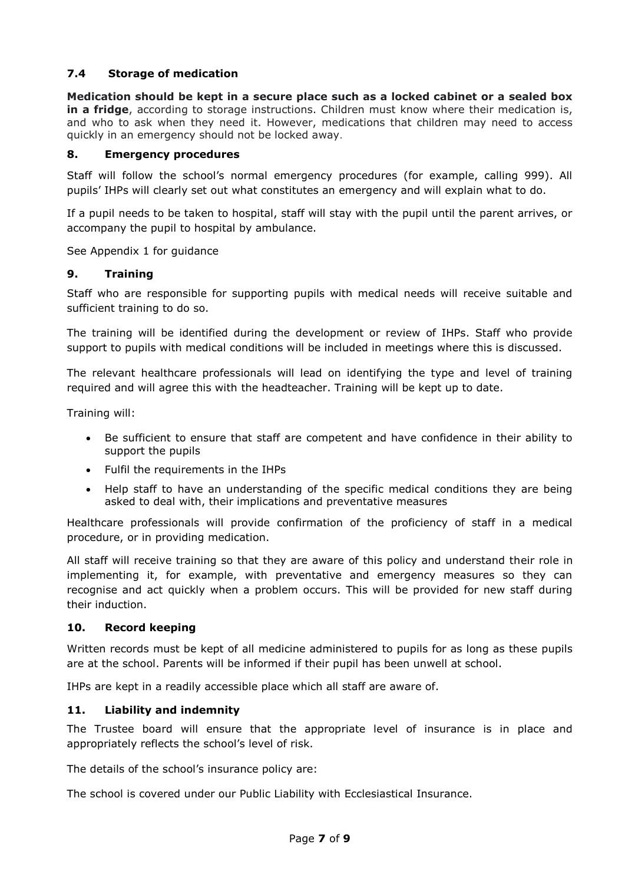### 7.4 Storage of medication

**Medication should be kept in a secure place such as a locked cabinet or a sealed box in a fridge**, according to storage instructions. Children must know where their medication is, and who to ask when they need it. However, medications that children may need to access quickly in an emergency should not be locked away.

### 8. Emergency procedures

Staff will follow the school's normal emergency procedures (for example, calling 999). All pupils' IHPs will clearly set out what constitutes an emergency and will explain what to do.

If a pupil needs to be taken to hospital, staff will stay with the pupil until the parent arrives, or accompany the pupil to hospital by ambulance.

See Appendix 1 for guidance

### 9. Training

Staff who are responsible for supporting pupils with medical needs will receive suitable and sufficient training to do so.

The training will be identified during the development or review of IHPs. Staff who provide support to pupils with medical conditions will be included in meetings where this is discussed.

The relevant healthcare professionals will lead on identifying the type and level of training required and will agree this with the headteacher. Training will be kept up to date.

Training will:

- Be sufficient to ensure that staff are competent and have confidence in their ability to support the pupils
- Fulfil the requirements in the IHPs
- Help staff to have an understanding of the specific medical conditions they are being asked to deal with, their implications and preventative measures

Healthcare professionals will provide confirmation of the proficiency of staff in a medical procedure, or in providing medication.

All staff will receive training so that they are aware of this policy and understand their role in implementing it, for example, with preventative and emergency measures so they can recognise and act quickly when a problem occurs. This will be provided for new staff during their induction.

### 10. Record keeping

Written records must be kept of all medicine administered to pupils for as long as these pupils are at the school. Parents will be informed if their pupil has been unwell at school.

IHPs are kept in a readily accessible place which all staff are aware of.

### 11. Liability and indemnity

The Trustee board will ensure that the appropriate level of insurance is in place and appropriately reflects the school's level of risk.

The details of the school's insurance policy are:

The school is covered under our Public Liability with Ecclesiastical Insurance.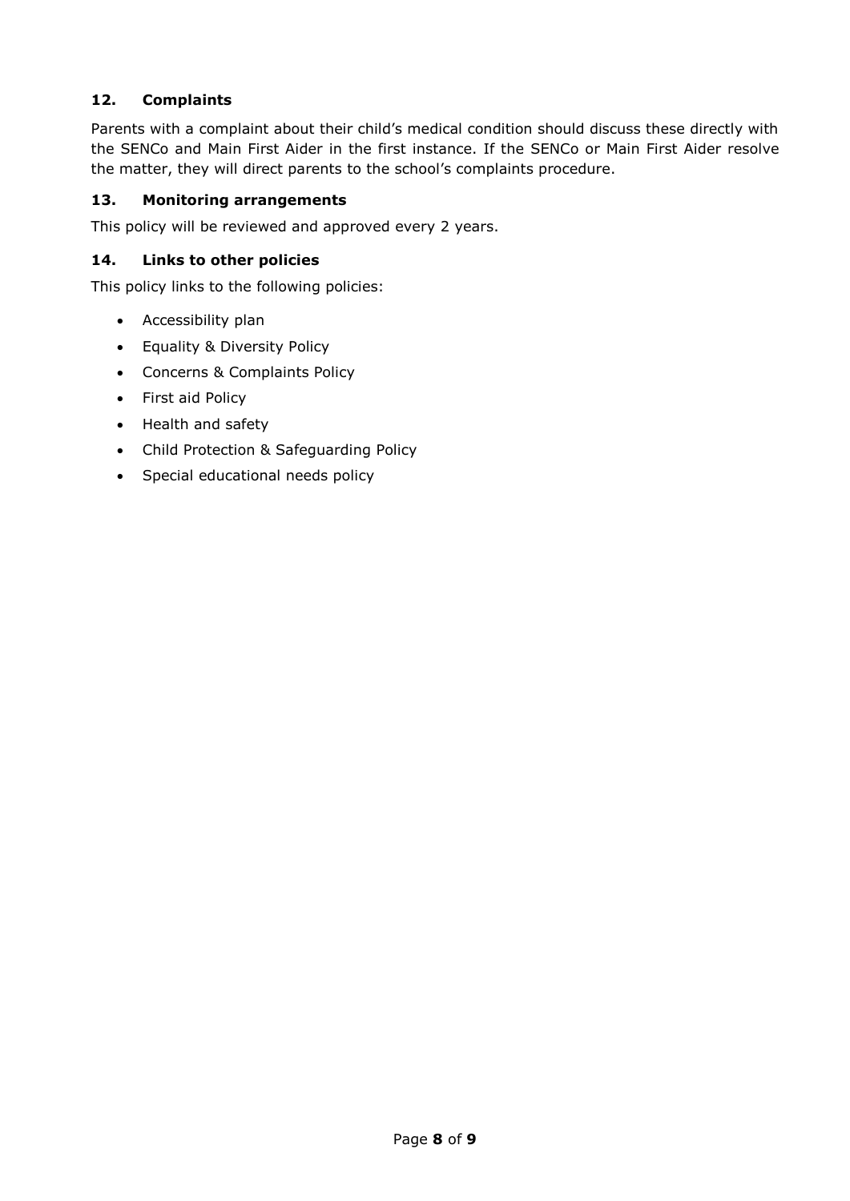## 12. Complaints

Parents with a complaint about their child's medical condition should discuss these directly with the SENCo and Main First Aider in the first instance. If the SENCo or Main First Aider resolve the matter, they will direct parents to the school's complaints procedure.

## 13. Monitoring arrangements

This policy will be reviewed and approved every 2 years.

## 14. Links to other policies

This policy links to the following policies:

- Accessibility plan
- Equality & Diversity Policy
- Concerns & Complaints Policy
- First aid Policy
- Health and safety
- Child Protection & Safeguarding Policy
- Special educational needs policy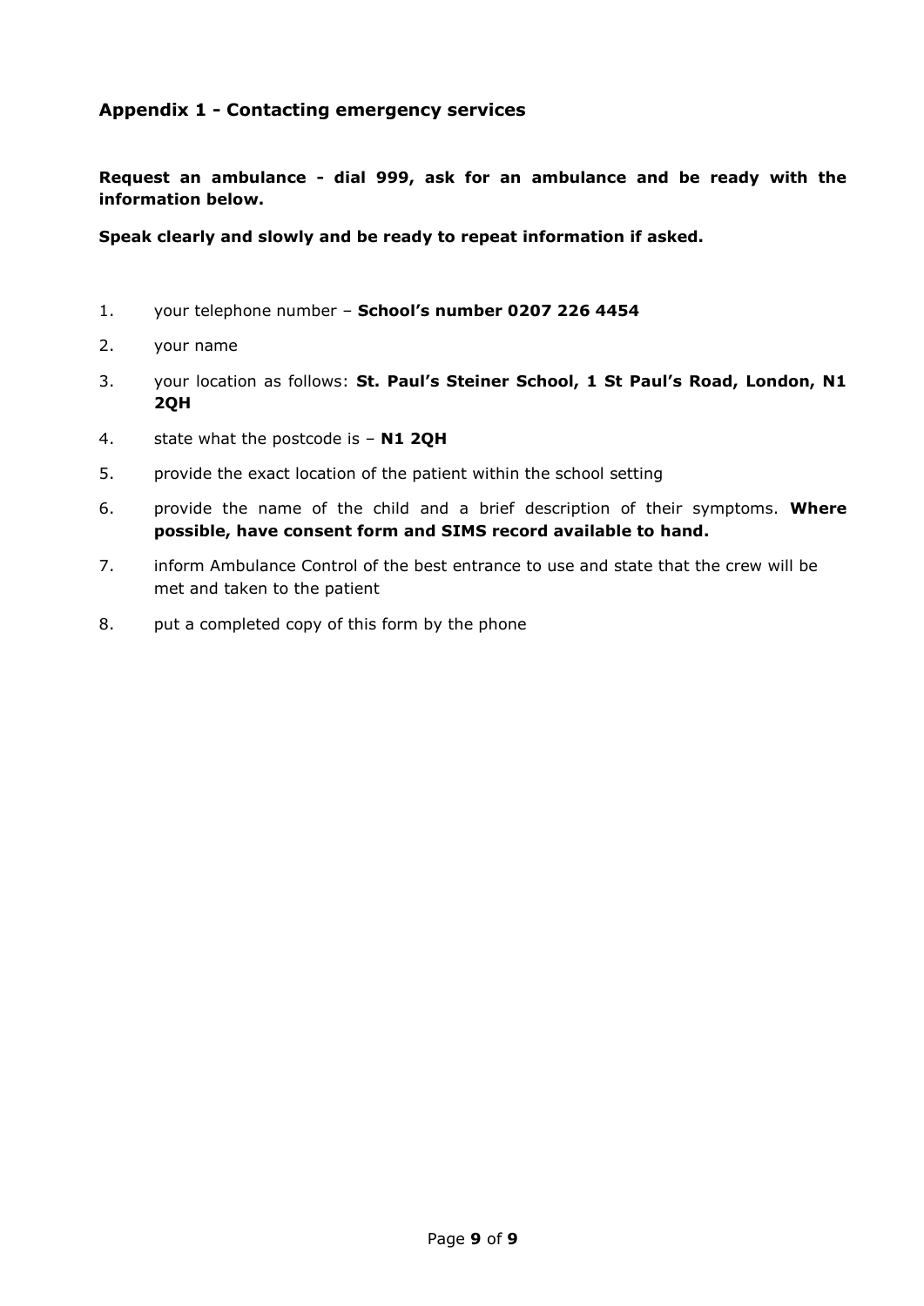## Appendix 1 - Contacting emergency services

**Request an ambulance - dial 999, ask for an ambulance and be ready with the information below.**

**Speak clearly and slowly and be ready to repeat information if asked.**

1. your telephone number – **School's number 0207 226 4454**
2. your name
3. your location as follows: **St. Paul's Steiner School, 1 St Paul's Road, London, N1 2QH**
4. state what the postcode is – **N1 2QH**
5. provide the exact location of the patient within the school setting
6. provide the name of the child and a brief description of their symptoms. **Where possible, have consent form and SIMS record available to hand.**
7. inform Ambulance Control of the best entrance to use and state that the crew will be met and taken to the patient
8. put a completed copy of this form by the phone